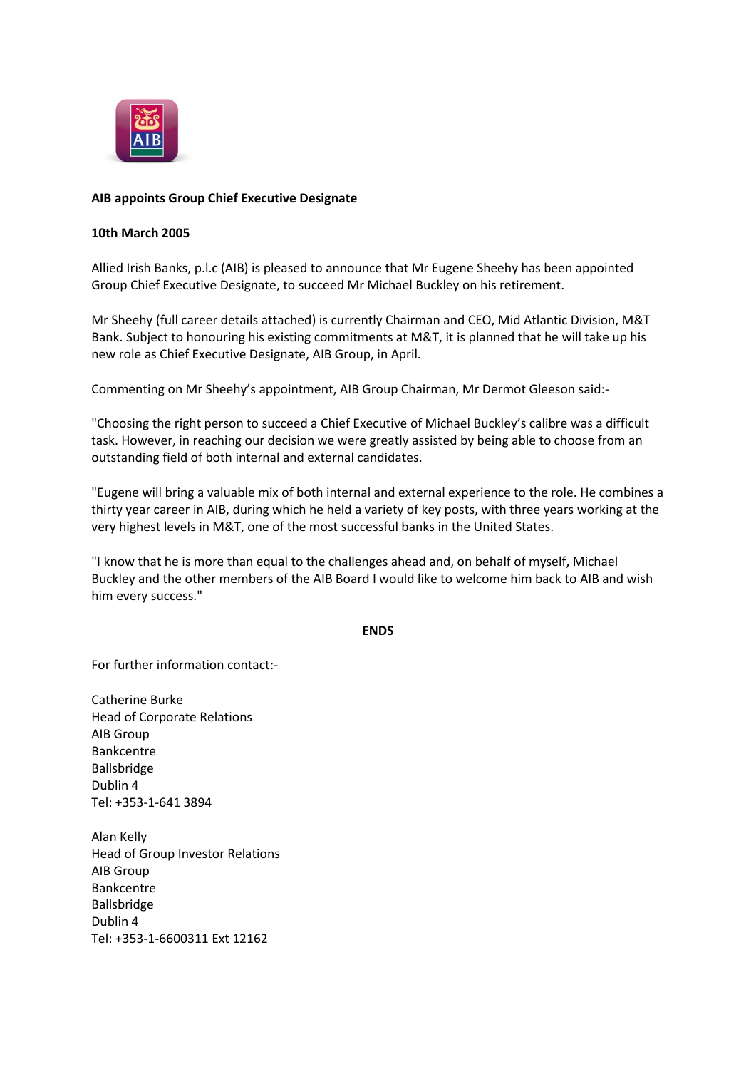**AIB appoints Group Chief Executive Designate**

**10th March 2005**

Allied Irish Banks, p.l.c (AIB) is pleased to announce that Mr Eugene Sheehy has been appointed Group Chief Executive Designate, to succeed Mr Michael Buckley on his retirement.

Mr Sheehy (full career details attached) is currently Chairman and CEO, Mid Atlantic Division, M&T Bank. Subject to honouring his existing commitments at M&T, it is planned that he will take up his new role as Chief Executive Designate, AIB Group, in April.

Commenting on Mr Sheehy's appointment, AIB Group Chairman, Mr Dermot Gleeson said:-

"Choosing the right person to succeed a Chief Executive of Michael Buckley's calibre was a difficult task. However, in reaching our decision we were greatly assisted by being able to choose from an outstanding field of both internal and external candidates.

"Eugene will bring a valuable mix of both internal and external experience to the role. He combines a thirty year career in AIB, during which he held a variety of key posts, with three years working at the very highest levels in M&T, one of the most successful banks in the United States.

"I know that he is more than equal to the challenges ahead and, on behalf of myself, Michael Buckley and the other members of the AIB Board I would like to welcome him back to AIB and wish him every success."

**ENDS**

For further information contact:-

Catherine Burke
Head of Corporate Relations
AIB Group
Bankcentre
Ballsbridge
Dublin 4
Tel: +353-1-641 3894

Alan Kelly
Head of Group Investor Relations
AIB Group
Bankcentre
Ballsbridge
Dublin 4
Tel: +353-1-6600311 Ext 12162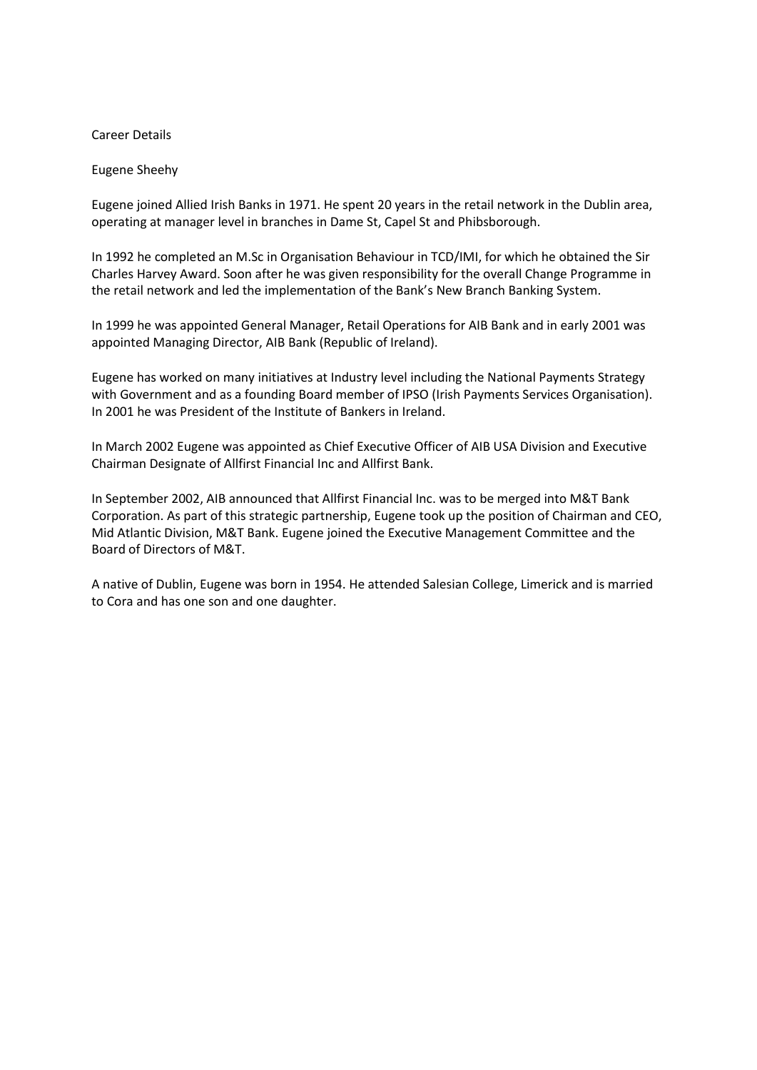Career Details

Eugene Sheehy

Eugene joined Allied Irish Banks in 1971. He spent 20 years in the retail network in the Dublin area, operating at manager level in branches in Dame St, Capel St and Phibsborough.

In 1992 he completed an M.Sc in Organisation Behaviour in TCD/IMI, for which he obtained the Sir Charles Harvey Award. Soon after he was given responsibility for the overall Change Programme in the retail network and led the implementation of the Bank's New Branch Banking System.

In 1999 he was appointed General Manager, Retail Operations for AIB Bank and in early 2001 was appointed Managing Director, AIB Bank (Republic of Ireland).

Eugene has worked on many initiatives at Industry level including the National Payments Strategy with Government and as a founding Board member of IPSO (Irish Payments Services Organisation). In 2001 he was President of the Institute of Bankers in Ireland.

In March 2002 Eugene was appointed as Chief Executive Officer of AIB USA Division and Executive Chairman Designate of Allfirst Financial Inc and Allfirst Bank.

In September 2002, AIB announced that Allfirst Financial Inc. was to be merged into M&T Bank Corporation. As part of this strategic partnership, Eugene took up the position of Chairman and CEO, Mid Atlantic Division, M&T Bank. Eugene joined the Executive Management Committee and the Board of Directors of M&T.

A native of Dublin, Eugene was born in 1954. He attended Salesian College, Limerick and is married to Cora and has one son and one daughter.